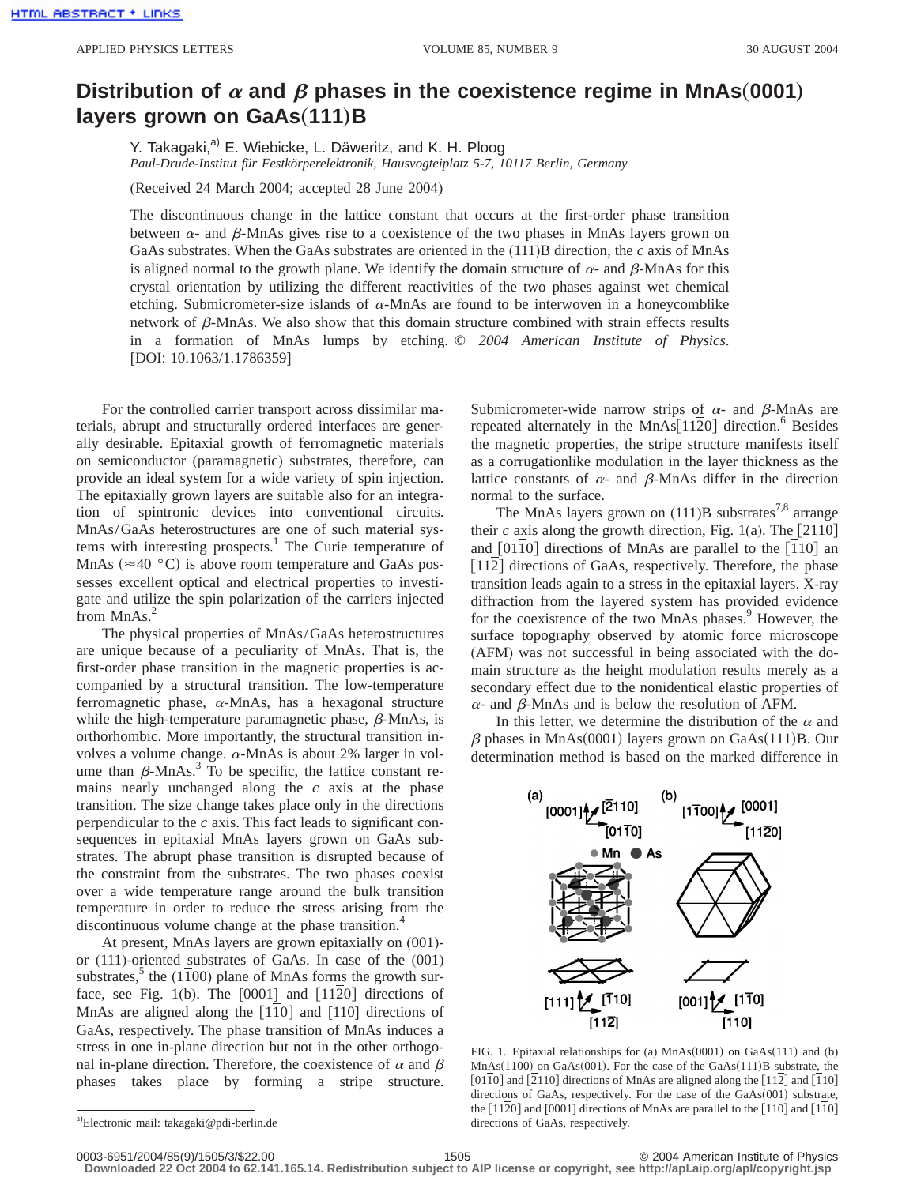# Distribution of α and β phases in the coexistence regime in MnAs(0001) layers grown on GaAs(111)B

Y. Takagaki,[a] E. Wiebicke, L. Däweritz, and K. H. Ploog

*Paul-Drude-Institut für Festkörperelektronik, Hausvogteiplatz 5-7, 10117 Berlin, Germany*

(Received 24 March 2004; accepted 28 June 2004)

The discontinuous change in the lattice constant that occurs at the first-order phase transition between α- and β-MnAs gives rise to a coexistence of the two phases in MnAs layers grown on GaAs substrates. When the GaAs substrates are oriented in the (111)B direction, the *c* axis of MnAs is aligned normal to the growth plane. We identify the domain structure of α- and β-MnAs for this crystal orientation by utilizing the different reactivities of the two phases against wet chemical etching. Submicrometer-size islands of α-MnAs are found to be interwoven in a honeycomblike network of β-MnAs. We also show that this domain structure combined with strain effects results in a formation of MnAs lumps by etching. © *2004 American Institute of Physics*. [DOI: 10.1063/1.1786359]

For the controlled carrier transport across dissimilar materials, abrupt and structurally ordered interfaces are generally desirable. Epitaxial growth of ferromagnetic materials on semiconductor (paramagnetic) substrates, therefore, can provide an ideal system for a wide variety of spin injection. The epitaxially grown layers are suitable also for an integration of spintronic devices into conventional circuits. MnAs/GaAs heterostructures are one of such material systems with interesting prospects.[1] The Curie temperature of MnAs (≈40 °C) is above room temperature and GaAs possesses excellent optical and electrical properties to investigate and utilize the spin polarization of the carriers injected from MnAs.[2]

The physical properties of MnAs/GaAs heterostructures are unique because of a peculiarity of MnAs. That is, the first-order phase transition in the magnetic properties is accompanied by a structural transition. The low-temperature ferromagnetic phase, α-MnAs, has a hexagonal structure while the high-temperature paramagnetic phase, β-MnAs, is orthorhombic. More importantly, the structural transition involves a volume change. α-MnAs is about 2% larger in volume than β-MnAs.[3] To be specific, the lattice constant remains nearly unchanged along the *c* axis at the phase transition. The size change takes place only in the directions perpendicular to the *c* axis. This fact leads to significant consequences in epitaxial MnAs layers grown on GaAs substrates. The abrupt phase transition is disrupted because of the constraint from the substrates. The two phases coexist over a wide temperature range around the bulk transition temperature in order to reduce the stress arising from the discontinuous volume change at the phase transition.[4]

At present, MnAs layers are grown epitaxially on (001)- or (111)-oriented substrates of GaAs. In case of the (001) substrates,[5] the $(1\bar{1}00)$ plane of MnAs forms the growth surface, see Fig. 1(b). The [0001] and $[11\bar{2}0]$ directions of MnAs are aligned along the $[1\bar{1}0]$ and [110] directions of GaAs, respectively. The phase transition of MnAs induces a stress in one in-plane direction but not in the other orthogonal in-plane direction. Therefore, the coexistence of α and β phases takes place by forming a stripe structure. Submicrometer-wide narrow strips of α- and β-MnAs are repeated alternately in the $\text{MnAs}[11\bar{2}0]$ direction.[6] Besides the magnetic properties, the stripe structure manifests itself as a corrugationlike modulation in the layer thickness as the lattice constants of α- and β-MnAs differ in the direction normal to the surface.

The MnAs layers grown on (111)B substrates[7,8] arrange their *c* axis along the growth direction, Fig. 1(a). The $[\bar{2}110]$ and $[01\bar{1}0]$ directions of MnAs are parallel to the $[\bar{1}10]$ an $[11\bar{2}]$ directions of GaAs, respectively. Therefore, the phase transition leads again to a stress in the epitaxial layers. X-ray diffraction from the layered system has provided evidence for the coexistence of the two MnAs phases.[9] However, the surface topography observed by atomic force microscope (AFM) was not successful in being associated with the domain structure as the height modulation results merely as a secondary effect due to the nonidentical elastic properties of α- and β-MnAs and is below the resolution of AFM.

In this letter, we determine the distribution of the α and β phases in MnAs(0001) layers grown on GaAs(111)B. Our determination method is based on the marked difference in

FIG. 1. Epitaxial relationships for (a) MnAs(0001) on GaAs(111) and (b) $\text{MnAs}(1\bar{1}00)$ on GaAs(001). For the case of the GaAs(111)B substrate, the $[01\bar{1}0]$ and $[\bar{2}110]$ directions of MnAs are aligned with the $[11\bar{2}]$ and $[\bar{1}10]$ directions of GaAs, respectively. For the case of the GaAs(001) substrate, the $[11\bar{2}0]$ and [0001] directions of MnAs are parallel to the [110] and $[1\bar{1}0]$ directions of GaAs, respectively.

[a]Electronic mail: takagaki@pdi-berlin.de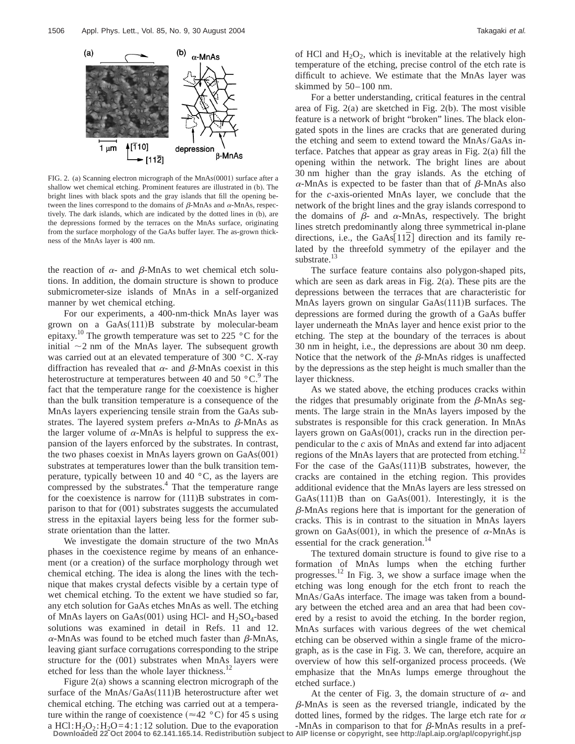FIG. 2. (a) Scanning electron micrograph of the MnAs(0001) surface after a shallow wet chemical etching. Prominent features are illustrated in (b). The bright lines with black spots and the gray islands that fill the opening between the lines correspond to the domains of $\beta$-MnAs and $\alpha$-MnAs, respectively. The dark islands, which are indicated by the dotted lines in (b), are the depressions formed by the terraces on the MnAs surface, originating from the surface morphology of the GaAs buffer layer. The as-grown thickness of the MnAs layer is 400 nm.

the reaction of $\alpha$- and $\beta$-MnAs to wet chemical etch solutions. In addition, the domain structure is shown to produce submicrometer-size islands of MnAs in a self-organized manner by wet chemical etching.

For our experiments, a 400-nm-thick MnAs layer was grown on a GaAs(111)B substrate by molecular-beam epitaxy.[10] The growth temperature was set to 225 °C for the initial ~2 nm of the MnAs layer. The subsequent growth was carried out at an elevated temperature of 300 °C. X-ray diffraction has revealed that $\alpha$- and $\beta$-MnAs coexist in this heterostructure at temperatures between 40 and 50 °C.[9] The fact that the temperature range for the coexistence is higher than the bulk transition temperature is a consequence of the MnAs layers experiencing tensile strain from the GaAs substrates. The layered system prefers $\alpha$-MnAs to $\beta$-MnAs as the larger volume of $\alpha$-MnAs is helpful to suppress the expansion of the layers enforced by the substrates. In contrast, the two phases coexist in MnAs layers grown on GaAs(001) substrates at temperatures lower than the bulk transition temperature, typically between 10 and 40 °C, as the layers are compressed by the substrates.[4] That the temperature range for the coexistence is narrow for (111)B substrates in comparison to that for (001) substrates suggests the accumulated stress in the epitaxial layers being less for the former substrate orientation than the latter.

We investigate the domain structure of the two MnAs phases in the coexistence regime by means of an enhancement (or a creation) of the surface morphology through wet chemical etching. The idea is along the lines with the technique that makes crystal defects visible by a certain type of wet chemical etching. To the extent we have studied so far, any etch solution for GaAs etches MnAs as well. The etching of MnAs layers on GaAs(001) using HCl- and $H_2SO_4$-based solutions was examined in detail in Refs. 11 and 12. $\alpha$-MnAs was found to be etched much faster than $\beta$-MnAs, leaving giant surface corrugations corresponding to the stripe structure for the (001) substrates when MnAs layers were etched for less than the whole layer thickness.[12]

Figure 2(a) shows a scanning electron micrograph of the surface of the MnAs/GaAs(111)B heterostructure after wet chemical etching. The etching was carried out at a temperature within the range of coexistence (≈42 °C) for 45 s using a HCl:$H_2O_2$:$H_2O$=4:1:12 solution. Due to the evaporation of HCl and $H_2O_2$, which is inevitable at the relatively high temperature of the etching, precise control of the etch rate is difficult to achieve. We estimate that the MnAs layer was skimmed by 50–100 nm.

For a better understanding, critical features in the central area of Fig. 2(a) are sketched in Fig. 2(b). The most visible feature is a network of bright "broken" lines. The black elongated spots in the lines are cracks that are generated during the etching and seem to extend toward the MnAs/GaAs interface. Patches that appear as gray areas in Fig. 2(a) fill the opening within the network. The bright lines are about 30 nm higher than the gray islands. As the etching of $\alpha$-MnAs is expected to be faster than that of $\beta$-MnAs also for the $c$-axis-oriented MnAs layer, we conclude that the network of the bright lines and the gray islands correspond to the domains of $\beta$- and $\alpha$-MnAs, respectively. The bright lines stretch predominantly along three symmetrical in-plane directions, i.e., the GaAs$[11\bar{2}]$ direction and its family related by the threefold symmetry of the epilayer and the substrate.[13]

The surface feature contains also polygon-shaped pits, which are seen as dark areas in Fig. 2(a). These pits are the depressions between the terraces that are characteristic for MnAs layers grown on singular GaAs(111)B surfaces. The depressions are formed during the growth of a GaAs buffer layer underneath the MnAs layer and hence exist prior to the etching. The step at the boundary of the terraces is about 30 nm in height, i.e., the depressions are about 30 nm deep. Notice that the network of the $\beta$-MnAs ridges is unaffected by the depressions as the step height is much smaller than the layer thickness.

As we stated above, the etching produces cracks within the ridges that presumably originate from the $\beta$-MnAs segments. The large strain in the MnAs layers imposed by the substrates is responsible for this crack generation. In MnAs layers grown on GaAs(001), cracks run in the direction perpendicular to the $c$ axis of MnAs and extend far into adjacent regions of the MnAs layers that are protected from etching.[12] For the case of the GaAs(111)B substrates, however, the cracks are contained in the etching region. This provides additional evidence that the MnAs layers are less stressed on GaAs(111)B than on GaAs(001). Interestingly, it is the $\beta$-MnAs regions here that is important for the generation of cracks. This is in contrast to the situation in MnAs layers grown on GaAs(001), in which the presence of $\alpha$-MnAs is essential for the crack generation.[14]

The textured domain structure is found to give rise to a formation of MnAs lumps when the etching further progresses.[12] In Fig. 3, we show a surface image when the etching was long enough for the etch front to reach the MnAs/GaAs interface. The image was taken from a boundary between the etched area and an area that had been covered by a resist to avoid the etching. In the border region, MnAs surfaces with various degrees of the wet chemical etching can be observed within a single frame of the micrograph, as is the case in Fig. 3. We can, therefore, acquire an overview of how this self-organized process proceeds. (We emphasize that the MnAs lumps emerge throughout the etched surface.)

At the center of Fig. 3, the domain structure of $\alpha$- and $\beta$-MnAs is seen as the reversed triangle, indicated by the dotted lines, formed by the ridges. The large etch rate for $\alpha$-MnAs in comparison to that for $\beta$-MnAs results in a pref-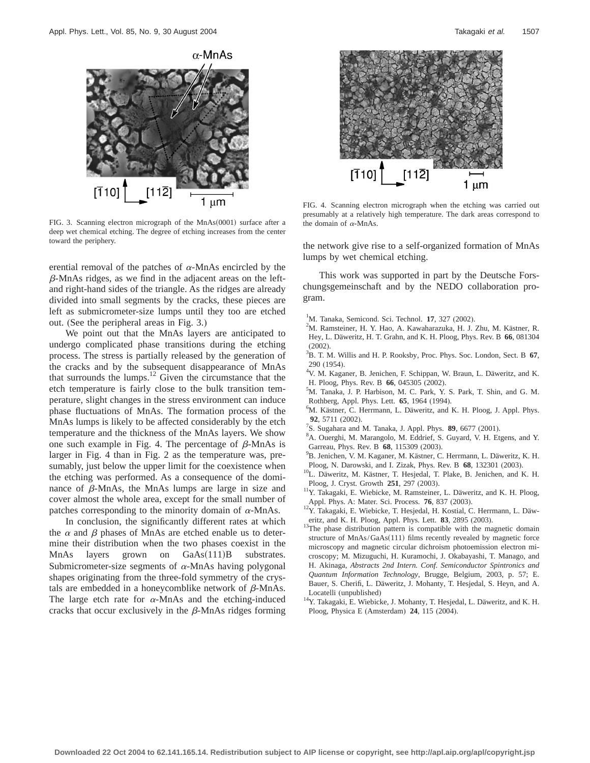α-MnAs

[1̄10] [112̄] 1 μm

FIG. 3. Scanning electron micrograph of the MnAs(0001) surface after a deep wet chemical etching. The degree of etching increases from the center toward the periphery.

erential removal of the patches of α-MnAs encircled by the β-MnAs ridges, as we find in the adjacent areas on the left- and right-hand sides of the triangle. As the ridges are already divided into small segments by the cracks, these pieces are left as submicrometer-size lumps until they too are etched out. (See the peripheral areas in Fig. 3.)

We point out that the MnAs layers are anticipated to undergo complicated phase transitions during the etching process. The stress is partially released by the generation of the cracks and by the subsequent disappearance of MnAs that surrounds the lumps.[12] Given the circumstance that the etch temperature is fairly close to the bulk transition temperature, slight changes in the stress environment can induce phase fluctuations of MnAs. The formation process of the MnAs lumps is likely to be affected considerably by the etch temperature and the thickness of the MnAs layers. We show one such example in Fig. 4. The percentage of β-MnAs is larger in Fig. 4 than in Fig. 2 as the temperature was, presumably, just below the upper limit for the coexistence when the etching was performed. As a consequence of the dominance of β-MnAs, the MnAs lumps are large in size and cover almost the whole area, except for the small number of patches corresponding to the minority domain of α-MnAs.

In conclusion, the significantly different rates at which the α and β phases of MnAs are etched enable us to determine their distribution when the two phases coexist in the MnAs layers grown on GaAs(111)B substrates. Submicrometer-size segments of α-MnAs having polygonal shapes originating from the three-fold symmetry of the crystals are embedded in a honeycomblike network of β-MnAs. The large etch rate for α-MnAs and the etching-induced cracks that occur exclusively in the β-MnAs ridges forming the network give rise to a self-organized formation of MnAs lumps by wet chemical etching.

[1̄10] [112̄] 1 μm

FIG. 4. Scanning electron micrograph when the etching was carried out presumably at a relatively high temperature. The dark areas correspond to the domain of α-MnAs.

This work was supported in part by the Deutsche Forschungsgemeinschaft and by the NEDO collaboration program.

[1] M. Tanaka, Semicond. Sci. Technol. **17**, 327 (2002).

[2] M. Ramsteiner, H. Y. Hao, A. Kawaharazuka, H. J. Zhu, M. Kästner, R. Hey, L. Däweritz, H. T. Grahn, and K. H. Ploog, Phys. Rev. B **66**, 081304 (2002).

[3] B. T. M. Willis and H. P. Rooksby, Proc. Phys. Soc. London, Sect. B **67**, 290 (1954).

[4] V. M. Kaganer, B. Jenichen, F. Schippan, W. Braun, L. Däweritz, and K. H. Ploog, Phys. Rev. B **66**, 045305 (2002).

[5] M. Tanaka, J. P. Harbison, M. C. Park, Y. S. Park, T. Shin, and G. M. Rothberg, Appl. Phys. Lett. **65**, 1964 (1994).

[6] M. Kästner, C. Herrmann, L. Däweritz, and K. H. Ploog, J. Appl. Phys. **92**, 5711 (2002).

[7] S. Sugahara and M. Tanaka, J. Appl. Phys. **89**, 6677 (2001).

[8] A. Ouerghi, M. Marangolo, M. Eddrief, S. Guyard, V. H. Etgens, and Y. Garreau, Phys. Rev. B **68**, 115309 (2003).

[9] B. Jenichen, V. M. Kaganer, M. Kästner, C. Herrmann, L. Däweritz, K. H. Ploog, N. Darowski, and I. Zizak, Phys. Rev. B **68**, 132301 (2003).

[10] L. Däweritz, M. Kästner, T. Hesjedal, T. Plake, B. Jenichen, and K. H. Ploog, J. Cryst. Growth **251**, 297 (2003).

[11] Y. Takagaki, E. Wiebicke, M. Ramsteiner, L. Däweritz, and K. H. Ploog, Appl. Phys. A: Mater. Sci. Process. **76**, 837 (2003).

[12] Y. Takagaki, E. Wiebicke, T. Hesjedal, H. Kostial, C. Herrmann, L. Däweritz, and K. H. Ploog, Appl. Phys. Lett. **83**, 2895 (2003).

[13] The phase distribution pattern is compatible with the magnetic domain structure of MnAs/GaAs(111) films recently revealed by magnetic force microscopy and magnetic circular dichroism photoemission electron microscopy; M. Mizuguchi, H. Kuramochi, J. Okabayashi, T. Manago, and H. Akinaga, *Abstracts 2nd Intern. Conf. Semiconductor Spintronics and Quantum Information Technology*, Brugge, Belgium, 2003, p. 57; E. Bauer, S. Cherifi, L. Däweritz, J. Mohanty, T. Hesjedal, S. Heyn, and A. Locatelli (unpublished)

[14] Y. Takagaki, E. Wiebicke, J. Mohanty, T. Hesjedal, L. Däweritz, and K. H. Ploog, Physica E (Amsterdam) **24**, 115 (2004).